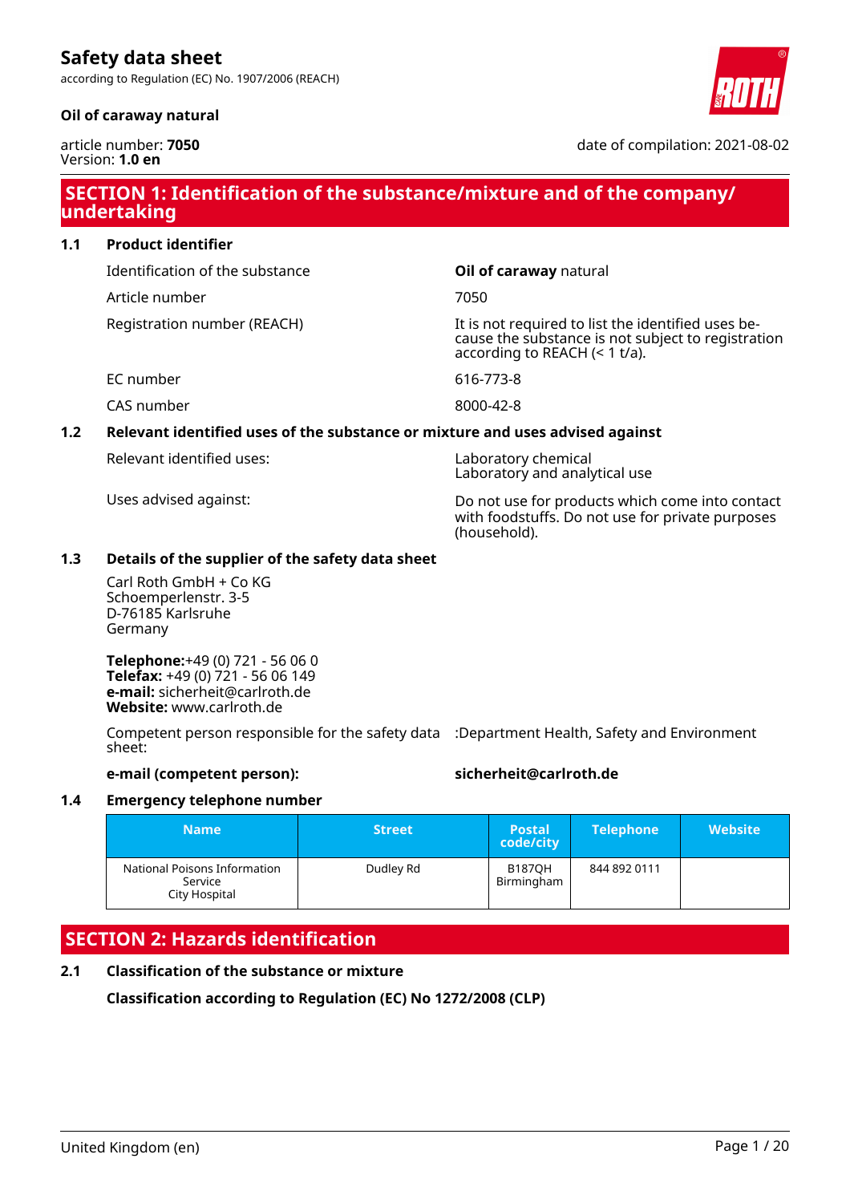# Safety data sheet

according to Regulation (EC) No. 1907/2006 (REACH)

**Oil of caraway natural**

article number: **7050**
Version: **1.0 en**

date of compilation: 2021-08-02

## SECTION 1: Identification of the substance/mixture and of the company/undertaking

### 1.1 Product identifier

| | |
|---|---|
| Identification of the substance | **Oil of caraway** natural |
| Article number | 7050 |
| Registration number (REACH) | It is not required to list the identified uses because the substance is not subject to registration according to REACH (< 1 t/a). |
| EC number | 616-773-8 |
| CAS number | 8000-42-8 |

### 1.2 Relevant identified uses of the substance or mixture and uses advised against

| | |
|---|---|
| Relevant identified uses: | Laboratory chemical<br>Laboratory and analytical use |
| Uses advised against: | Do not use for products which come into contact with foodstuffs. Do not use for private purposes (household). |

### 1.3 Details of the supplier of the safety data sheet

Carl Roth GmbH + Co KG
Schoemperlenstr. 3-5
D-76185 Karlsruhe
Germany

**Telephone:**+49 (0) 721 - 56 06 0
**Telefax:** +49 (0) 721 - 56 06 149
**e-mail:** sicherheit@carlroth.de
**Website:** www.carlroth.de

Competent person responsible for the safety data sheet: :Department Health, Safety and Environment

**e-mail (competent person):** **sicherheit@carlroth.de**

### 1.4 Emergency telephone number

| Name | Street | Postal code/city | Telephone | Website |
|---|---|---|---|---|
| National Poisons Information Service City Hospital | Dudley Rd | B187QH Birmingham | 844 892 0111 | |

## SECTION 2: Hazards identification

### 2.1 Classification of the substance or mixture

**Classification according to Regulation (EC) No 1272/2008 (CLP)**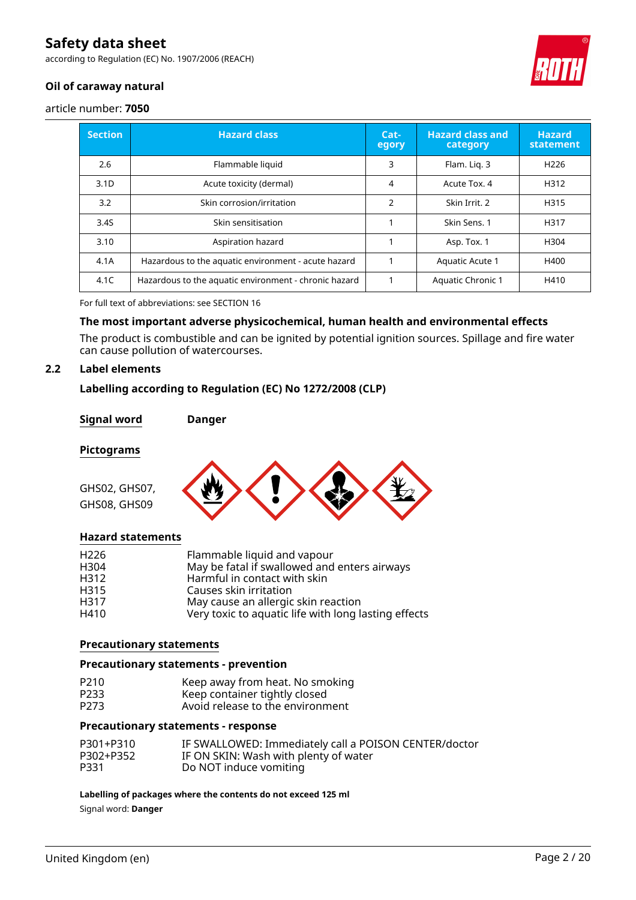| Section | Hazard class | Cat-egory | Hazard class and category | Hazard statement |
|---|---|---|---|---|
| 2.6 | Flammable liquid | 3 | Flam. Liq. 3 | H226 |
| 3.1D | Acute toxicity (dermal) | 4 | Acute Tox. 4 | H312 |
| 3.2 | Skin corrosion/irritation | 2 | Skin Irrit. 2 | H315 |
| 3.4S | Skin sensitisation | 1 | Skin Sens. 1 | H317 |
| 3.10 | Aspiration hazard | 1 | Asp. Tox. 1 | H304 |
| 4.1A | Hazardous to the aquatic environment - acute hazard | 1 | Aquatic Acute 1 | H400 |
| 4.1C | Hazardous to the aquatic environment - chronic hazard | 1 | Aquatic Chronic 1 | H410 |

For full text of abbreviations: see SECTION 16

**The most important adverse physicochemical, human health and environmental effects**

The product is combustible and can be ignited by potential ignition sources. Spillage and fire water can cause pollution of watercourses.

## 2.2 Label elements

**Labelling according to Regulation (EC) No 1272/2008 (CLP)**

**Signal word** **Danger**

**Pictograms**

GHS02, GHS07, GHS08, GHS09

**Hazard statements**

H226 Flammable liquid and vapour
H304 May be fatal if swallowed and enters airways
H312 Harmful in contact with skin
H315 Causes skin irritation
H317 May cause an allergic skin reaction
H410 Very toxic to aquatic life with long lasting effects

**Precautionary statements**

**Precautionary statements - prevention**

P210 Keep away from heat. No smoking
P233 Keep container tightly closed
P273 Avoid release to the environment

**Precautionary statements - response**

P301+P310 IF SWALLOWED: Immediately call a POISON CENTER/doctor
P302+P352 IF ON SKIN: Wash with plenty of water
P331 Do NOT induce vomiting

**Labelling of packages where the contents do not exceed 125 ml**

Signal word: **Danger**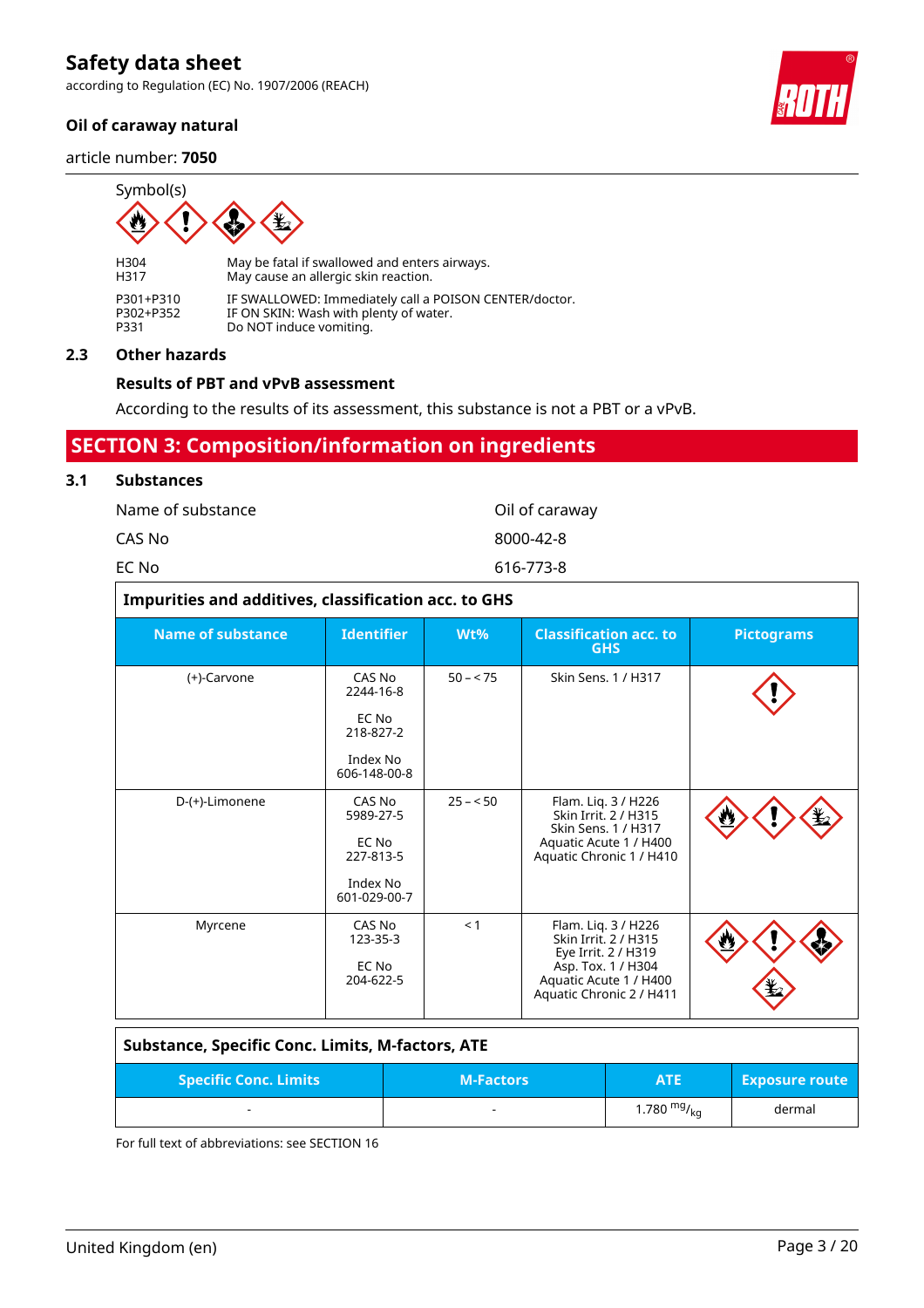Symbol(s)

| | |
|---|---|
| H304 | May be fatal if swallowed and enters airways. |
| H317 | May cause an allergic skin reaction. |
| P301+P310 | IF SWALLOWED: Immediately call a POISON CENTER/doctor. |
| P302+P352 | IF ON SKIN: Wash with plenty of water. |
| P331 | Do NOT induce vomiting. |

### 2.3 Other hazards

**Results of PBT and vPvB assessment**

According to the results of its assessment, this substance is not a PBT or a vPvB.

## SECTION 3: Composition/information on ingredients

### 3.1 Substances

| | |
|---|---|
| Name of substance | Oil of caraway |
| CAS No | 8000-42-8 |
| EC No | 616-773-8 |

**Impurities and additives, classification acc. to GHS**

| Name of substance | Identifier | Wt% | Classification acc. to GHS | Pictograms |
|---|---|---|---|---|
| (+)-Carvone | CAS No 2244-16-8<br>EC No 218-827-2<br>Index No 606-148-00-8 | 50 – < 75 | Skin Sens. 1 / H317 | |
| D-(+)-Limonene | CAS No 5989-27-5<br>EC No 227-813-5<br>Index No 601-029-00-7 | 25 – < 50 | Flam. Liq. 3 / H226<br>Skin Irrit. 2 / H315<br>Skin Sens. 1 / H317<br>Aquatic Acute 1 / H400<br>Aquatic Chronic 1 / H410 | |
| Myrcene | CAS No 123-35-3<br>EC No 204-622-5 | < 1 | Flam. Liq. 3 / H226<br>Skin Irrit. 2 / H315<br>Eye Irrit. 2 / H319<br>Asp. Tox. 1 / H304<br>Aquatic Acute 1 / H400<br>Aquatic Chronic 2 / H411 | |

**Substance, Specific Conc. Limits, M-factors, ATE**

| Specific Conc. Limits | M-Factors | ATE | Exposure route |
|---|---|---|---|
| - | - | 1.780 $^{mg}/_{kg}$ | dermal |

For full text of abbreviations: see SECTION 16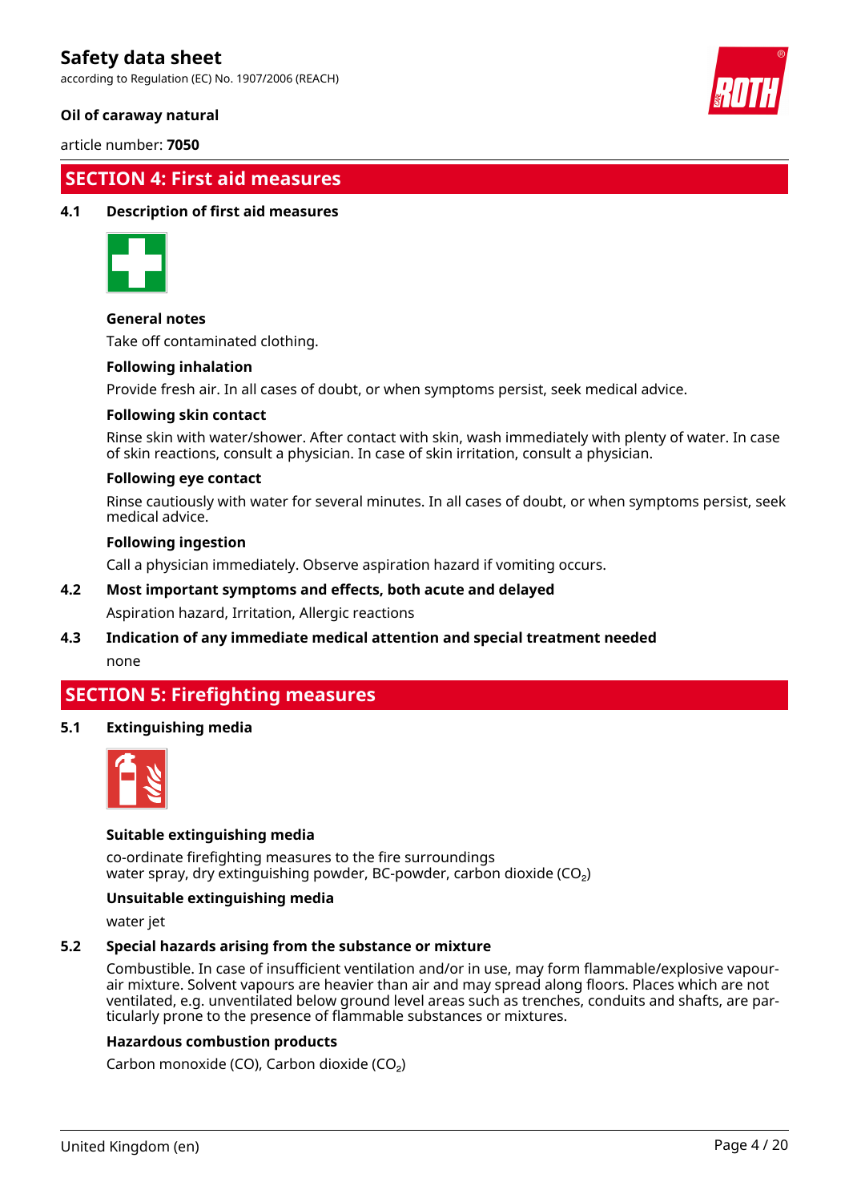## SECTION 4: First aid measures

### 4.1 Description of first aid measures

**General notes**

Take off contaminated clothing.

**Following inhalation**

Provide fresh air. In all cases of doubt, or when symptoms persist, seek medical advice.

**Following skin contact**

Rinse skin with water/shower. After contact with skin, wash immediately with plenty of water. In case of skin reactions, consult a physician. In case of skin irritation, consult a physician.

**Following eye contact**

Rinse cautiously with water for several minutes. In all cases of doubt, or when symptoms persist, seek medical advice.

**Following ingestion**

Call a physician immediately. Observe aspiration hazard if vomiting occurs.

### 4.2 Most important symptoms and effects, both acute and delayed

Aspiration hazard, Irritation, Allergic reactions

### 4.3 Indication of any immediate medical attention and special treatment needed

none

## SECTION 5: Firefighting measures

### 5.1 Extinguishing media

**Suitable extinguishing media**

co-ordinate firefighting measures to the fire surroundings
water spray, dry extinguishing powder, BC-powder, carbon dioxide ($CO_2$)

**Unsuitable extinguishing media**

water jet

### 5.2 Special hazards arising from the substance or mixture

Combustible. In case of insufficient ventilation and/or in use, may form flammable/explosive vapour-air mixture. Solvent vapours are heavier than air and may spread along floors. Places which are not ventilated, e.g. unventilated below ground level areas such as trenches, conduits and shafts, are particularly prone to the presence of flammable substances or mixtures.

**Hazardous combustion products**

Carbon monoxide (CO), Carbon dioxide ($CO_2$)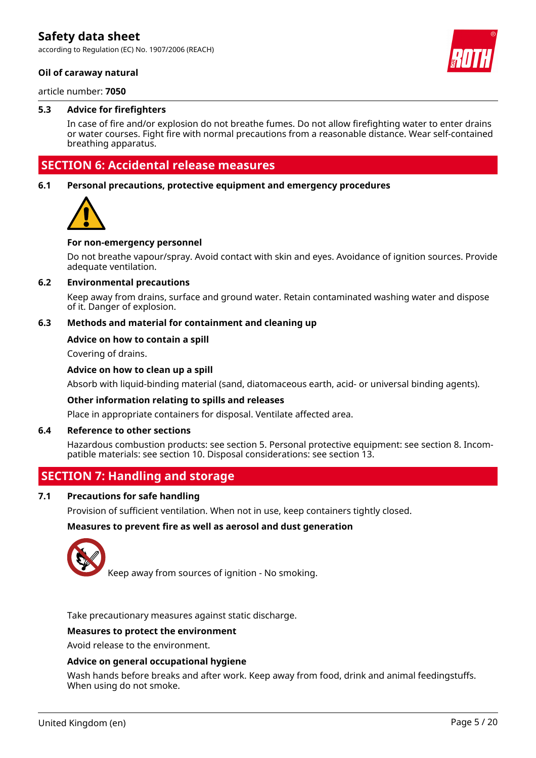### 5.3 Advice for firefighters

In case of fire and/or explosion do not breathe fumes. Do not allow firefighting water to enter drains or water courses. Fight fire with normal precautions from a reasonable distance. Wear self-contained breathing apparatus.

## SECTION 6: Accidental release measures

### 6.1 Personal precautions, protective equipment and emergency procedures

**For non-emergency personnel**

Do not breathe vapour/spray. Avoid contact with skin and eyes. Avoidance of ignition sources. Provide adequate ventilation.

### 6.2 Environmental precautions

Keep away from drains, surface and ground water. Retain contaminated washing water and dispose of it. Danger of explosion.

### 6.3 Methods and material for containment and cleaning up

**Advice on how to contain a spill**

Covering of drains.

**Advice on how to clean up a spill**

Absorb with liquid-binding material (sand, diatomaceous earth, acid- or universal binding agents).

**Other information relating to spills and releases**

Place in appropriate containers for disposal. Ventilate affected area.

### 6.4 Reference to other sections

Hazardous combustion products: see section 5. Personal protective equipment: see section 8. Incompatible materials: see section 10. Disposal considerations: see section 13.

## SECTION 7: Handling and storage

### 7.1 Precautions for safe handling

Provision of sufficient ventilation. When not in use, keep containers tightly closed.

**Measures to prevent fire as well as aerosol and dust generation**

Keep away from sources of ignition - No smoking.

Take precautionary measures against static discharge.

**Measures to protect the environment**

Avoid release to the environment.

**Advice on general occupational hygiene**

Wash hands before breaks and after work. Keep away from food, drink and animal feedingstuffs. When using do not smoke.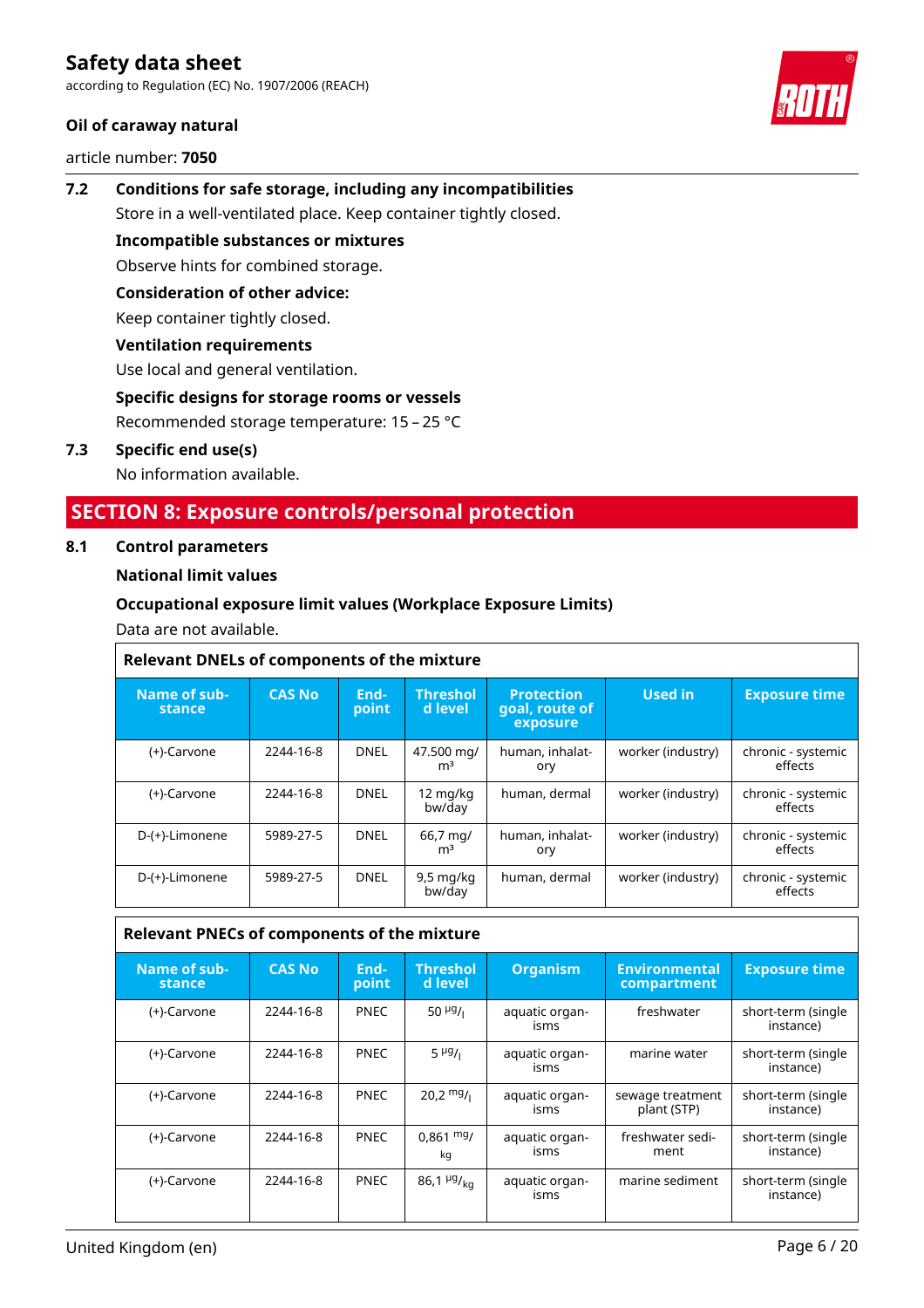### 7.2 Conditions for safe storage, including any incompatibilities

Store in a well-ventilated place. Keep container tightly closed.

**Incompatible substances or mixtures**

Observe hints for combined storage.

**Consideration of other advice:**

Keep container tightly closed.

**Ventilation requirements**

Use local and general ventilation.

**Specific designs for storage rooms or vessels**

Recommended storage temperature: 15 – 25 °C

### 7.3 Specific end use(s)

No information available.

## SECTION 8: Exposure controls/personal protection

### 8.1 Control parameters

**National limit values**

**Occupational exposure limit values (Workplace Exposure Limits)**

Data are not available.

**Relevant DNELs of components of the mixture**

| Name of substance | CAS No | Endpoint | Threshold level | Protection goal, route of exposure | Used in | Exposure time |
|---|---|---|---|---|---|---|
| (+)-Carvone | 2244-16-8 | DNEL | 47.500 mg/m³ | human, inhalatory | worker (industry) | chronic - systemic effects |
| (+)-Carvone | 2244-16-8 | DNEL | 12 mg/kg bw/day | human, dermal | worker (industry) | chronic - systemic effects |
| D-(+)-Limonene | 5989-27-5 | DNEL | 66,7 mg/m³ | human, inhalatory | worker (industry) | chronic - systemic effects |
| D-(+)-Limonene | 5989-27-5 | DNEL | 9,5 mg/kg bw/day | human, dermal | worker (industry) | chronic - systemic effects |

**Relevant PNECs of components of the mixture**

| Name of substance | CAS No | Endpoint | Threshold level | Organism | Environmental compartment | Exposure time |
|---|---|---|---|---|---|---|
| (+)-Carvone | 2244-16-8 | PNEC | 50 µg/l | aquatic organisms | freshwater | short-term (single instance) |
| (+)-Carvone | 2244-16-8 | PNEC | 5 µg/l | aquatic organisms | marine water | short-term (single instance) |
| (+)-Carvone | 2244-16-8 | PNEC | 20,2 mg/l | aquatic organisms | sewage treatment plant (STP) | short-term (single instance) |
| (+)-Carvone | 2244-16-8 | PNEC | 0,861 mg/kg | aquatic organisms | freshwater sediment | short-term (single instance) |
| (+)-Carvone | 2244-16-8 | PNEC | 86,1 µg/kg | aquatic organisms | marine sediment | short-term (single instance) |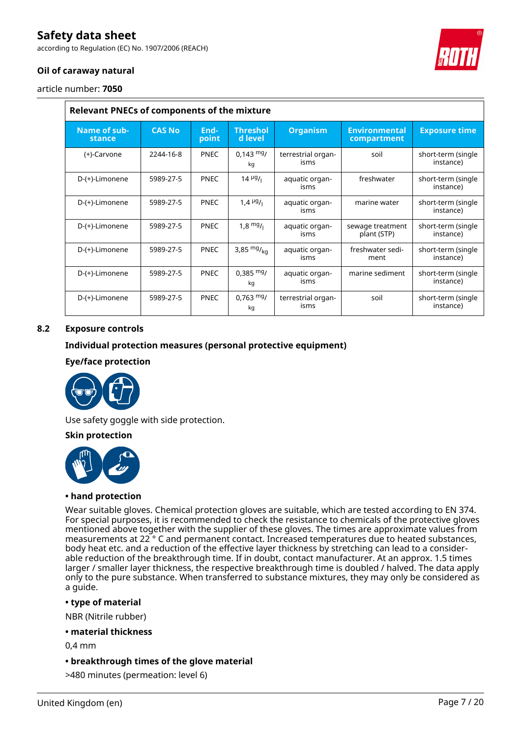| Relevant PNECs of components of the mixture | | | | | | |
|---|---|---|---|---|---|---|
| Name of substance | CAS No | End-point | Threshold level | Organism | Environmental compartment | Exposure time |
| (+)-Carvone | 2244-16-8 | PNEC | 0,143 $^{mg}/_{kg}$ | terrestrial organisms | soil | short-term (single instance) |
| D-(+)-Limonene | 5989-27-5 | PNEC | 14 $^{µg}/_{l}$ | aquatic organisms | freshwater | short-term (single instance) |
| D-(+)-Limonene | 5989-27-5 | PNEC | 1,4 $^{µg}/_{l}$ | aquatic organisms | marine water | short-term (single instance) |
| D-(+)-Limonene | 5989-27-5 | PNEC | 1,8 $^{mg}/_{l}$ | aquatic organisms | sewage treatment plant (STP) | short-term (single instance) |
| D-(+)-Limonene | 5989-27-5 | PNEC | 3,85 $^{mg}/_{kg}$ | aquatic organisms | freshwater sediment | short-term (single instance) |
| D-(+)-Limonene | 5989-27-5 | PNEC | 0,385 $^{mg}/_{kg}$ | aquatic organisms | marine sediment | short-term (single instance) |
| D-(+)-Limonene | 5989-27-5 | PNEC | 0,763 $^{mg}/_{kg}$ | terrestrial organisms | soil | short-term (single instance) |

## 8.2 Exposure controls

### Individual protection measures (personal protective equipment)

**Eye/face protection**

Use safety goggle with side protection.

**Skin protection**

**• hand protection**

Wear suitable gloves. Chemical protection gloves are suitable, which are tested according to EN 374. For special purposes, it is recommended to check the resistance to chemicals of the protective gloves mentioned above together with the supplier of these gloves. The times are approximate values from measurements at 22 ° C and permanent contact. Increased temperatures due to heated substances, body heat etc. and a reduction of the effective layer thickness by stretching can lead to a considerable reduction of the breakthrough time. If in doubt, contact manufacturer. At an approx. 1.5 times larger / smaller layer thickness, the respective breakthrough time is doubled / halved. The data apply only to the pure substance. When transferred to substance mixtures, they may only be considered as a guide.

**• type of material**

NBR (Nitrile rubber)

**• material thickness**

0,4 mm

**• breakthrough times of the glove material**

>480 minutes (permeation: level 6)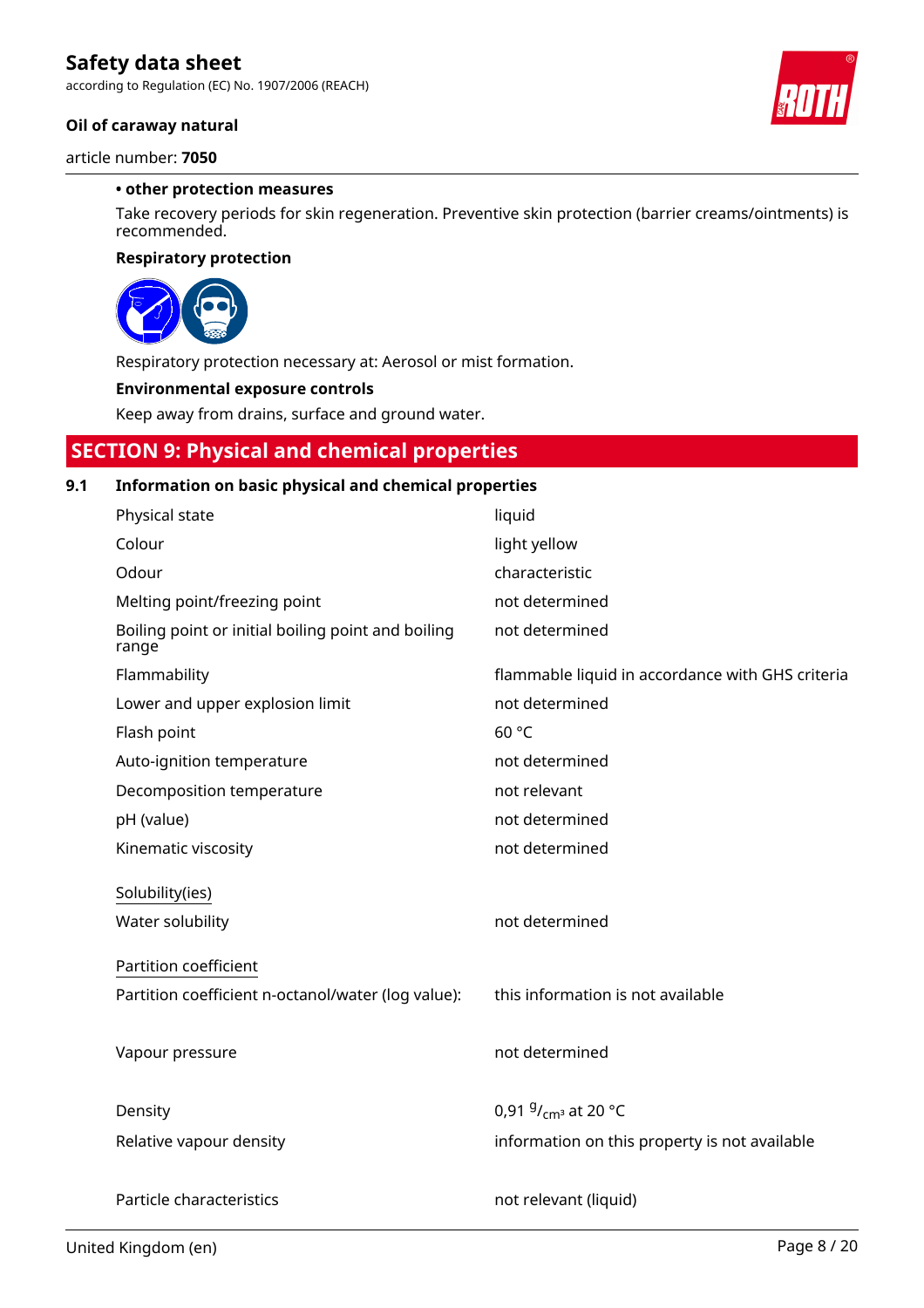**• other protection measures**

Take recovery periods for skin regeneration. Preventive skin protection (barrier creams/ointments) is recommended.

**Respiratory protection**

Respiratory protection necessary at: Aerosol or mist formation.

**Environmental exposure controls**

Keep away from drains, surface and ground water.

## SECTION 9: Physical and chemical properties

### 9.1 Information on basic physical and chemical properties

| | |
|---|---|
| Physical state | liquid |
| Colour | light yellow |
| Odour | characteristic |
| Melting point/freezing point | not determined |
| Boiling point or initial boiling point and boiling range | not determined |
| Flammability | flammable liquid in accordance with GHS criteria |
| Lower and upper explosion limit | not determined |
| Flash point | 60 °C |
| Auto-ignition temperature | not determined |
| Decomposition temperature | not relevant |
| pH (value) | not determined |
| Kinematic viscosity | not determined |
| Solubility(ies) | |
| Water solubility | not determined |
| Partition coefficient | |
| Partition coefficient n-octanol/water (log value): | this information is not available |
| Vapour pressure | not determined |
| Density | 0,91 $^{g}/_{cm^3}$ at 20 °C |
| Relative vapour density | information on this property is not available |
| Particle characteristics | not relevant (liquid) |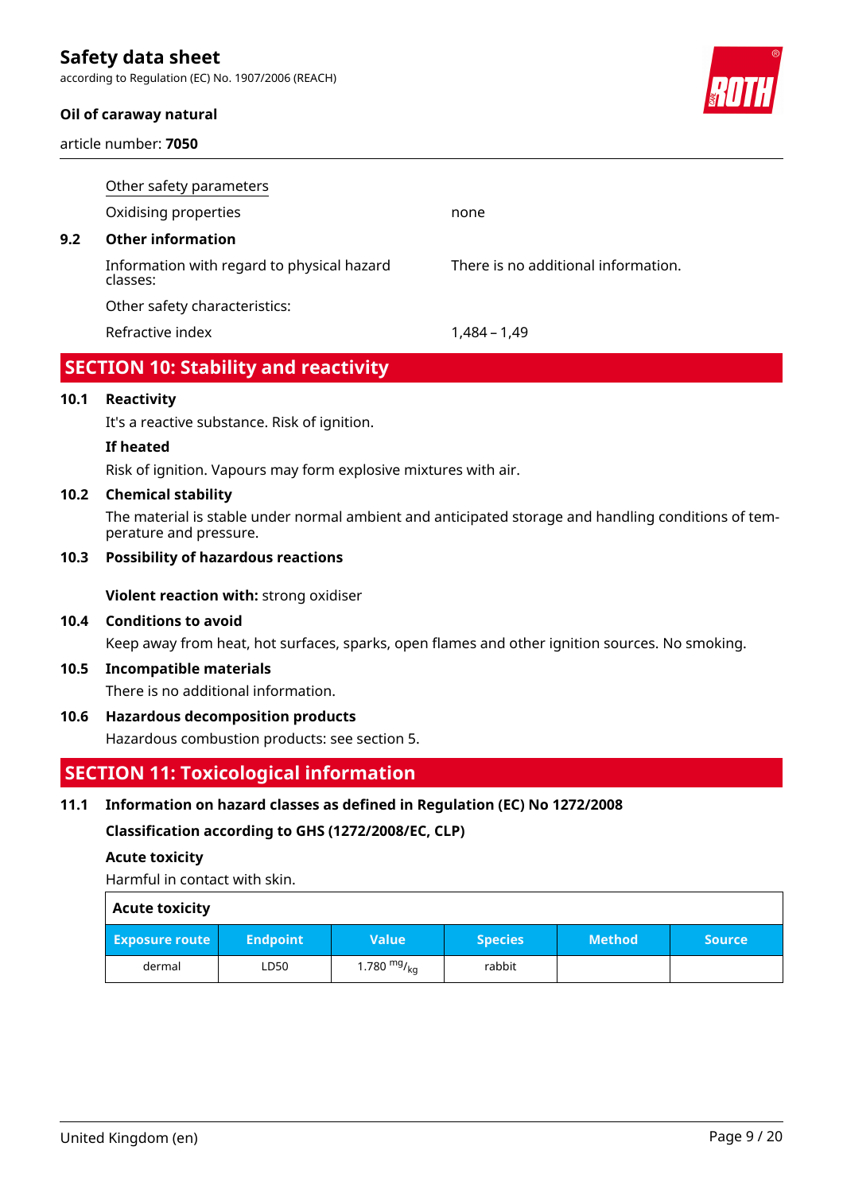Other safety parameters

| | |
|---|---|
| Oxidising properties | none |

**9.2 Other information**

| | |
|---|---|
| Information with regard to physical hazard classes: | There is no additional information. |
| Other safety characteristics: | |
| Refractive index | 1,484 – 1,49 |

## SECTION 10: Stability and reactivity

**10.1 Reactivity**

It's a reactive substance. Risk of ignition.

**If heated**

Risk of ignition. Vapours may form explosive mixtures with air.

**10.2 Chemical stability**

The material is stable under normal ambient and anticipated storage and handling conditions of temperature and pressure.

**10.3 Possibility of hazardous reactions**

**Violent reaction with:** strong oxidiser

**10.4 Conditions to avoid**

Keep away from heat, hot surfaces, sparks, open flames and other ignition sources. No smoking.

**10.5 Incompatible materials**

There is no additional information.

**10.6 Hazardous decomposition products**

Hazardous combustion products: see section 5.

## SECTION 11: Toxicological information

**11.1 Information on hazard classes as defined in Regulation (EC) No 1272/2008**

**Classification according to GHS (1272/2008/EC, CLP)**

**Acute toxicity**

Harmful in contact with skin.

**Acute toxicity**

| Exposure route | Endpoint | Value | Species | Method | Source |
|---|---|---|---|---|---|
| dermal | LD50 | 1.780 $^{mg}/_{kg}$ | rabbit | | |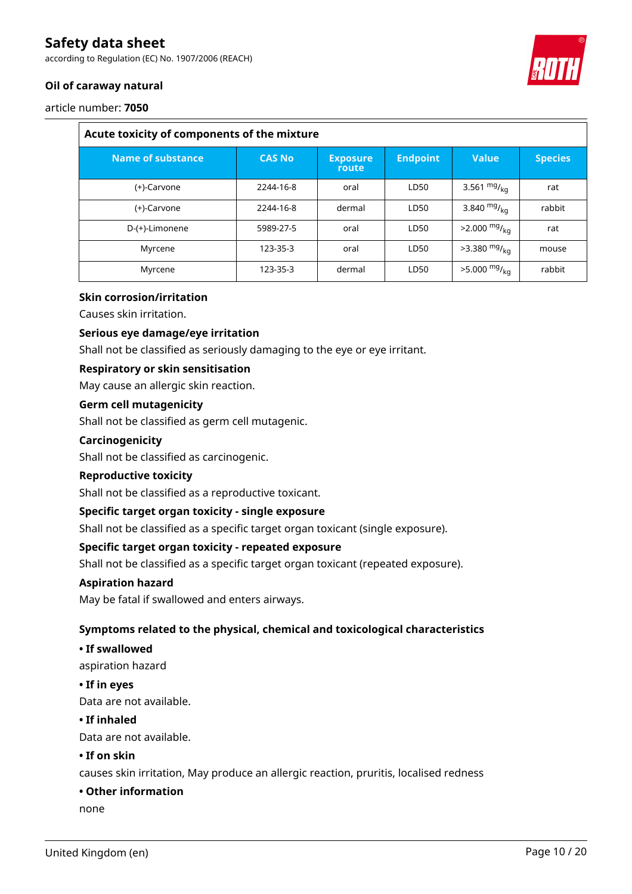| Acute toxicity of components of the mixture | | | | | |
|---|---|---|---|---|---|
| **Name of substance** | **CAS No** | **Exposure route** | **Endpoint** | **Value** | **Species** |
| (+)-Carvone | 2244-16-8 | oral | LD50 | 3.561 $^{mg}/_{kg}$ | rat |
| (+)-Carvone | 2244-16-8 | dermal | LD50 | 3.840 $^{mg}/_{kg}$ | rabbit |
| D-(+)-Limonene | 5989-27-5 | oral | LD50 | >2.000 $^{mg}/_{kg}$ | rat |
| Myrcene | 123-35-3 | oral | LD50 | >3.380 $^{mg}/_{kg}$ | mouse |
| Myrcene | 123-35-3 | dermal | LD50 | >5.000 $^{mg}/_{kg}$ | rabbit |

**Skin corrosion/irritation**

Causes skin irritation.

**Serious eye damage/eye irritation**

Shall not be classified as seriously damaging to the eye or eye irritant.

**Respiratory or skin sensitisation**

May cause an allergic skin reaction.

**Germ cell mutagenicity**

Shall not be classified as germ cell mutagenic.

**Carcinogenicity**

Shall not be classified as carcinogenic.

**Reproductive toxicity**

Shall not be classified as a reproductive toxicant.

**Specific target organ toxicity - single exposure**

Shall not be classified as a specific target organ toxicant (single exposure).

**Specific target organ toxicity - repeated exposure**

Shall not be classified as a specific target organ toxicant (repeated exposure).

**Aspiration hazard**

May be fatal if swallowed and enters airways.

**Symptoms related to the physical, chemical and toxicological characteristics**

**• If swallowed**

aspiration hazard

**• If in eyes**

Data are not available.

**• If inhaled**

Data are not available.

**• If on skin**

causes skin irritation, May produce an allergic reaction, pruritis, localised redness

**• Other information**

none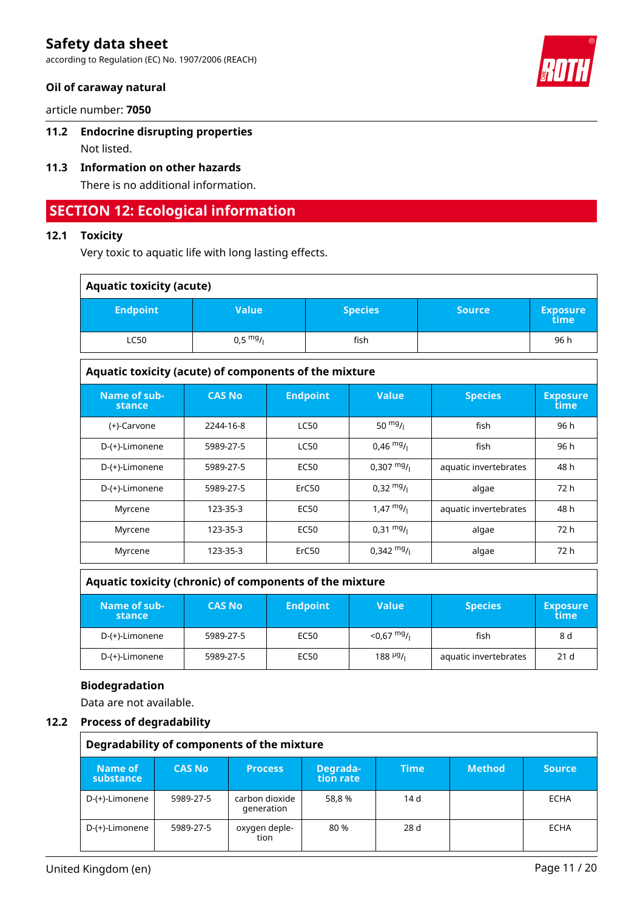## 11.2 Endocrine disrupting properties

Not listed.

## 11.3 Information on other hazards

There is no additional information.

# SECTION 12: Ecological information

## 12.1 Toxicity

Very toxic to aquatic life with long lasting effects.

**Aquatic toxicity (acute)**

| Endpoint | Value | Species | Source | Exposure time |
|---|---|---|---|---|
| LC50 | 0,5 $^{mg}/_{l}$ | fish | | 96 h |

**Aquatic toxicity (acute) of components of the mixture**

| Name of substance | CAS No | Endpoint | Value | Species | Exposure time |
|---|---|---|---|---|---|
| (+)-Carvone | 2244-16-8 | LC50 | 50 $^{mg}/_{l}$ | fish | 96 h |
| D-(+)-Limonene | 5989-27-5 | LC50 | 0,46 $^{mg}/_{l}$ | fish | 96 h |
| D-(+)-Limonene | 5989-27-5 | EC50 | 0,307 $^{mg}/_{l}$ | aquatic invertebrates | 48 h |
| D-(+)-Limonene | 5989-27-5 | ErC50 | 0,32 $^{mg}/_{l}$ | algae | 72 h |
| Myrcene | 123-35-3 | EC50 | 1,47 $^{mg}/_{l}$ | aquatic invertebrates | 48 h |
| Myrcene | 123-35-3 | EC50 | 0,31 $^{mg}/_{l}$ | algae | 72 h |
| Myrcene | 123-35-3 | ErC50 | 0,342 $^{mg}/_{l}$ | algae | 72 h |

**Aquatic toxicity (chronic) of components of the mixture**

| Name of substance | CAS No | Endpoint | Value | Species | Exposure time |
|---|---|---|---|---|---|
| D-(+)-Limonene | 5989-27-5 | EC50 | <0,67 $^{mg}/_{l}$ | fish | 8 d |
| D-(+)-Limonene | 5989-27-5 | EC50 | 188 $^{µg}/_{l}$ | aquatic invertebrates | 21 d |

**Biodegradation**

Data are not available.

## 12.2 Process of degradability

**Degradability of components of the mixture**

| Name of substance | CAS No | Process | Degradation rate | Time | Method | Source |
|---|---|---|---|---|---|---|
| D-(+)-Limonene | 5989-27-5 | carbon dioxide generation | 58,8 % | 14 d | | ECHA |
| D-(+)-Limonene | 5989-27-5 | oxygen depletion | 80 % | 28 d | | ECHA |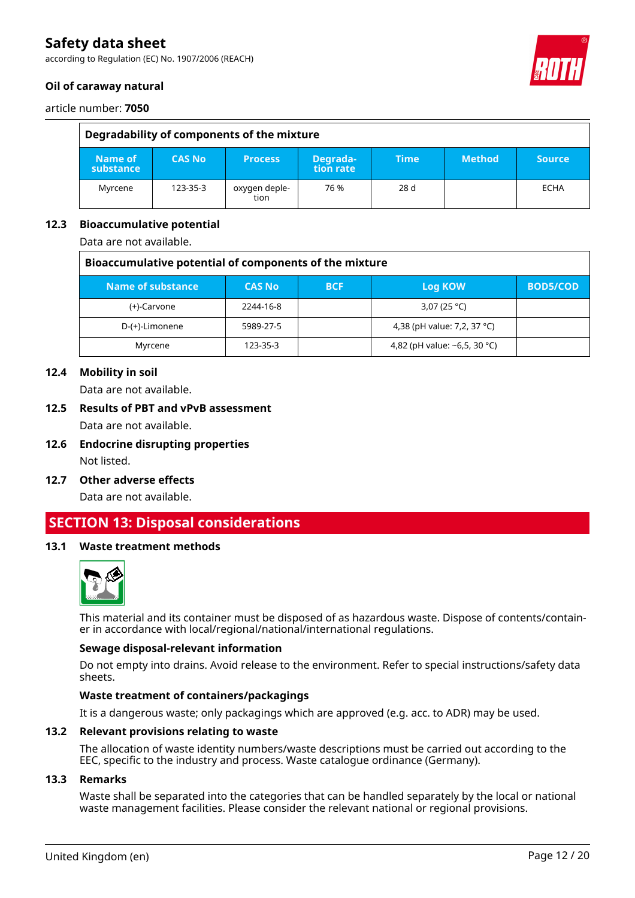| Degradability of components of the mixture | | | | | | |
|---|---|---|---|---|---|---|
| Name of substance | CAS No | Process | Degradation rate | Time | Method | Source |
| Myrcene | 123-35-3 | oxygen depletion | 76 % | 28 d | | ECHA |

## 12.3 Bioaccumulative potential

Data are not available.

| Bioaccumulative potential of components of the mixture | | | | |
|---|---|---|---|---|
| Name of substance | CAS No | BCF | Log KOW | BOD5/COD |
| (+)-Carvone | 2244-16-8 | | 3,07 (25 °C) | |
| D-(+)-Limonene | 5989-27-5 | | 4,38 (pH value: 7,2, 37 °C) | |
| Myrcene | 123-35-3 | | 4,82 (pH value: ~6,5, 30 °C) | |

## 12.4 Mobility in soil

Data are not available.

## 12.5 Results of PBT and vPvB assessment

Data are not available.

## 12.6 Endocrine disrupting properties

Not listed.

## 12.7 Other adverse effects

Data are not available.

# SECTION 13: Disposal considerations

## 13.1 Waste treatment methods

This material and its container must be disposed of as hazardous waste. Dispose of contents/container in accordance with local/regional/national/international regulations.

**Sewage disposal-relevant information**

Do not empty into drains. Avoid release to the environment. Refer to special instructions/safety data sheets.

**Waste treatment of containers/packagings**

It is a dangerous waste; only packagings which are approved (e.g. acc. to ADR) may be used.

## 13.2 Relevant provisions relating to waste

The allocation of waste identity numbers/waste descriptions must be carried out according to the EEC, specific to the industry and process. Waste catalogue ordinance (Germany).

## 13.3 Remarks

Waste shall be separated into the categories that can be handled separately by the local or national waste management facilities. Please consider the relevant national or regional provisions.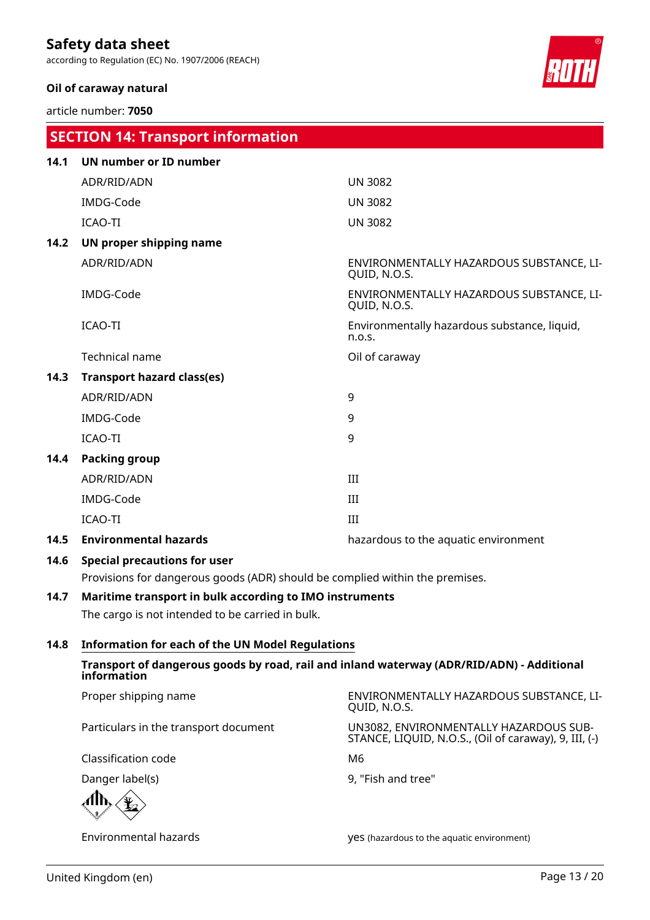## SECTION 14: Transport information

**14.1 UN number or ID number**

| | |
|---|---|
| ADR/RID/ADN | UN 3082 |
| IMDG-Code | UN 3082 |
| ICAO-TI | UN 3082 |

**14.2 UN proper shipping name**

| | |
|---|---|
| ADR/RID/ADN | ENVIRONMENTALLY HAZARDOUS SUBSTANCE, LIQUID, N.O.S. |
| IMDG-Code | ENVIRONMENTALLY HAZARDOUS SUBSTANCE, LIQUID, N.O.S. |
| ICAO-TI | Environmentally hazardous substance, liquid, n.o.s. |
| Technical name | Oil of caraway |

**14.3 Transport hazard class(es)**

| | |
|---|---|
| ADR/RID/ADN | 9 |
| IMDG-Code | 9 |
| ICAO-TI | 9 |

**14.4 Packing group**

| | |
|---|---|
| ADR/RID/ADN | III |
| IMDG-Code | III |
| ICAO-TI | III |

**14.5 Environmental hazards** hazardous to the aquatic environment

**14.6 Special precautions for user**

Provisions for dangerous goods (ADR) should be complied within the premises.

**14.7 Maritime transport in bulk according to IMO instruments**

The cargo is not intended to be carried in bulk.

**14.8 Information for each of the UN Model Regulations**

**Transport of dangerous goods by road, rail and inland waterway (ADR/RID/ADN) - Additional information**

| | |
|---|---|
| Proper shipping name | ENVIRONMENTALLY HAZARDOUS SUBSTANCE, LIQUID, N.O.S. |
| Particulars in the transport document | UN3082, ENVIRONMENTALLY HAZARDOUS SUBSTANCE, LIQUID, N.O.S., (Oil of caraway), 9, III, (-) |
| Classification code | M6 |
| Danger label(s) | 9, "Fish and tree" |
| Environmental hazards | yes (hazardous to the aquatic environment) |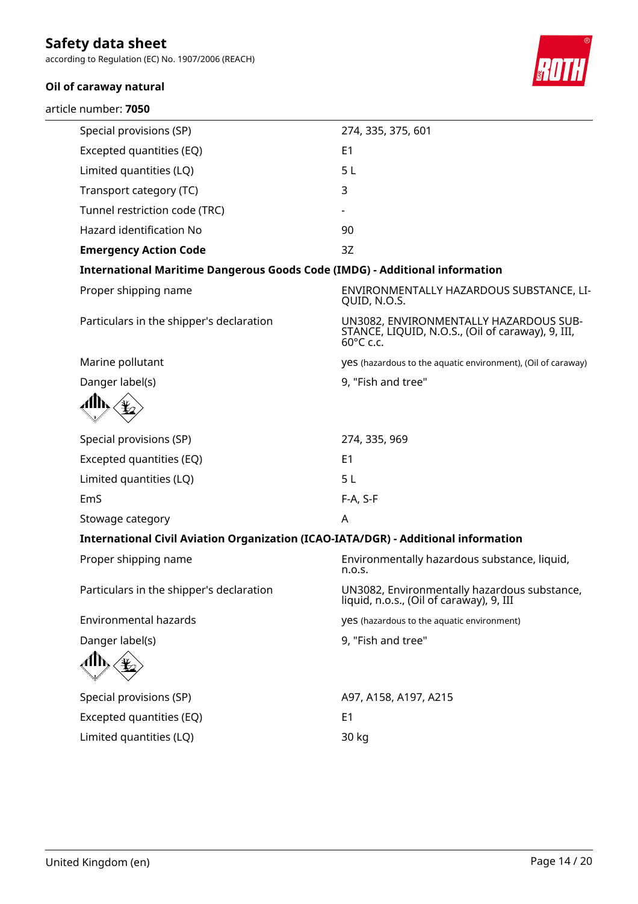| | |
|---|---|
| Special provisions (SP) | 274, 335, 375, 601 |
| Excepted quantities (EQ) | E1 |
| Limited quantities (LQ) | 5 L |
| Transport category (TC) | 3 |
| Tunnel restriction code (TRC) | - |
| Hazard identification No | 90 |
| **Emergency Action Code** | 3Z |

**International Maritime Dangerous Goods Code (IMDG) - Additional information**

| | |
|---|---|
| Proper shipping name | ENVIRONMENTALLY HAZARDOUS SUBSTANCE, LIQUID, N.O.S. |
| Particulars in the shipper's declaration | UN3082, ENVIRONMENTALLY HAZARDOUS SUBSTANCE, LIQUID, N.O.S., (Oil of caraway), 9, III, 60°C c.c. |
| Marine pollutant | yes (hazardous to the aquatic environment), (Oil of caraway) |
| Danger label(s) | 9, "Fish and tree" |
| Special provisions (SP) | 274, 335, 969 |
| Excepted quantities (EQ) | E1 |
| Limited quantities (LQ) | 5 L |
| EmS | F-A, S-F |
| Stowage category | A |

**International Civil Aviation Organization (ICAO-IATA/DGR) - Additional information**

| | |
|---|---|
| Proper shipping name | Environmentally hazardous substance, liquid, n.o.s. |
| Particulars in the shipper's declaration | UN3082, Environmentally hazardous substance, liquid, n.o.s., (Oil of caraway), 9, III |
| Environmental hazards | yes (hazardous to the aquatic environment) |
| Danger label(s) | 9, "Fish and tree" |
| Special provisions (SP) | A97, A158, A197, A215 |
| Excepted quantities (EQ) | E1 |
| Limited quantities (LQ) | 30 kg |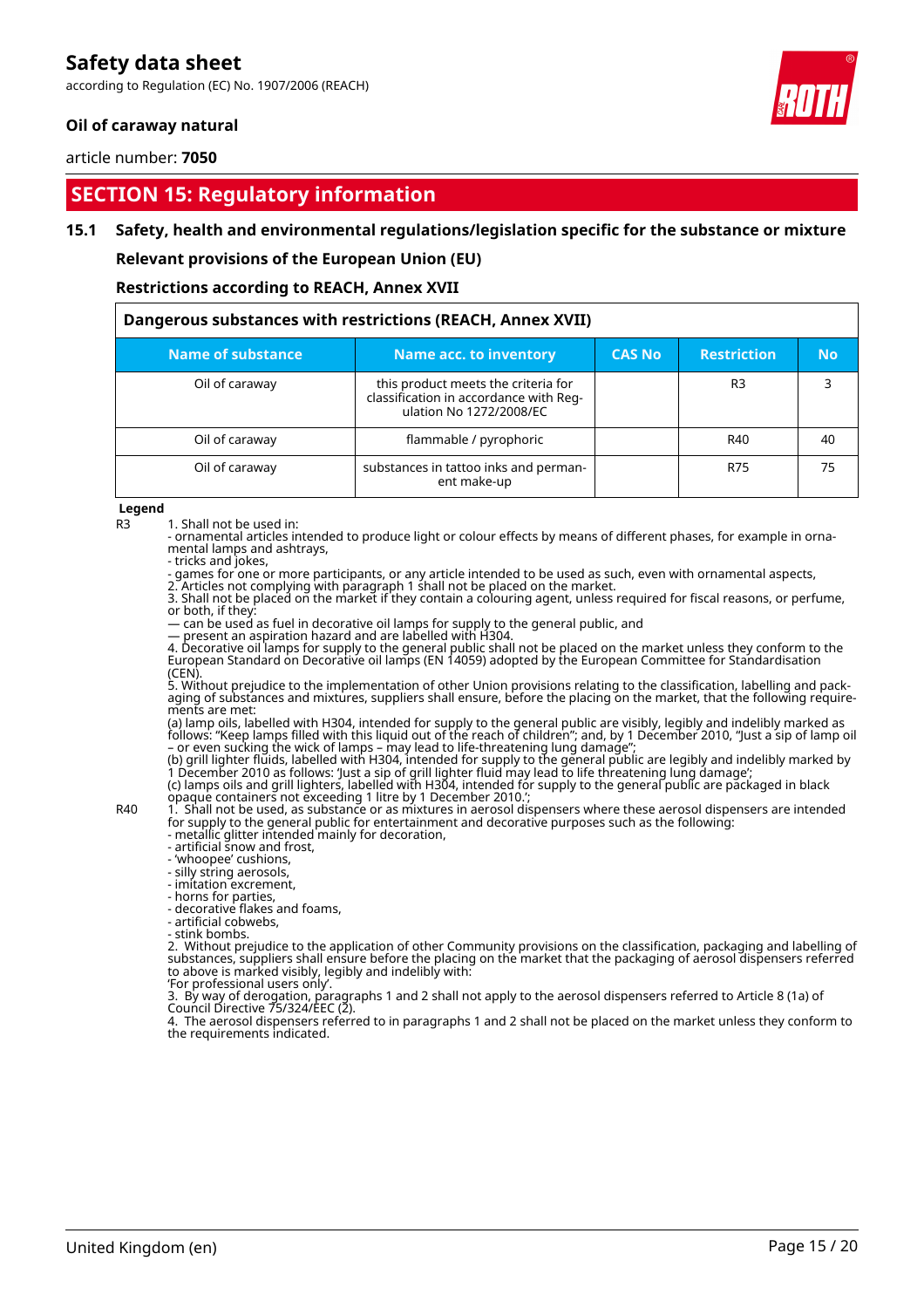## SECTION 15: Regulatory information

### 15.1 Safety, health and environmental regulations/legislation specific for the substance or mixture

**Relevant provisions of the European Union (EU)**

**Restrictions according to REACH, Annex XVII**

| Dangerous substances with restrictions (REACH, Annex XVII) | | | | |
|---|---|---|---|---|
| **Name of substance** | **Name acc. to inventory** | **CAS No** | **Restriction** | **No** |
| Oil of caraway | this product meets the criteria for classification in accordance with Regulation No 1272/2008/EC | | R3 | 3 |
| Oil of caraway | flammable / pyrophoric | | R40 | 40 |
| Oil of caraway | substances in tattoo inks and permanent make-up | | R75 | 75 |

**Legend**

R3 1. Shall not be used in:
- ornamental articles intended to produce light or colour effects by means of different phases, for example in ornamental lamps and ashtrays,
- tricks and jokes,
- games for one or more participants, or any article intended to be used as such, even with ornamental aspects,

2. Articles not complying with paragraph 1 shall not be placed on the market.
3. Shall not be placed on the market if they contain a colouring agent, unless required for fiscal reasons, or perfume, or both, if they:
— can be used as fuel in decorative oil lamps for supply to the general public, and
— present an aspiration hazard and are labelled with H304.
4. Decorative oil lamps for supply to the general public shall not be placed on the market unless they conform to the European Standard on Decorative oil lamps (EN 14059) adopted by the European Committee for Standardisation (CEN).
5. Without prejudice to the implementation of other Union provisions relating to the classification, labelling and packaging of substances and mixtures, suppliers shall ensure, before the placing on the market, that the following requirements are met:
(a) lamp oils, labelled with H304, intended for supply to the general public are visibly, legibly and indelibly marked as follows: "Keep lamps filled with this liquid out of the reach of children"; and, by 1 December 2010, "Just a sip of lamp oil – or even sucking the wick of lamps – may lead to life-threatening lung damage";
(b) grill lighter fluids, labelled with H304, intended for supply to the general public are legibly and indelibly marked by 1 December 2010 as follows: 'Just a sip of grill lighter fluid may lead to life threatening lung damage';
(c) lamps oils and grill lighters, labelled with H304, intended for supply to the general public are packaged in black opaque containers not exceeding 1 litre by 1 December 2010.';

R40 1. Shall not be used, as substance or as mixtures in aerosol dispensers where these aerosol dispensers are intended for supply to the general public for entertainment and decorative purposes such as the following:
- metallic glitter intended mainly for decoration,
- artificial snow and frost,
- 'whoopee' cushions,
- silly string aerosols,
- imitation excrement,
- horns for parties,
- decorative flakes and foams,
- artificial cobwebs,
- stink bombs.

2. Without prejudice to the application of other Community provisions on the classification, packaging and labelling of substances, suppliers shall ensure before the placing on the market that the packaging of aerosol dispensers referred to above is marked visibly, legibly and indelibly with:
'For professional users only'.
3. By way of derogation, paragraphs 1 and 2 shall not apply to the aerosol dispensers referred to Article 8 (1a) of Council Directive 75/324/EEC (2).
4. The aerosol dispensers referred to in paragraphs 1 and 2 shall not be placed on the market unless they conform to the requirements indicated.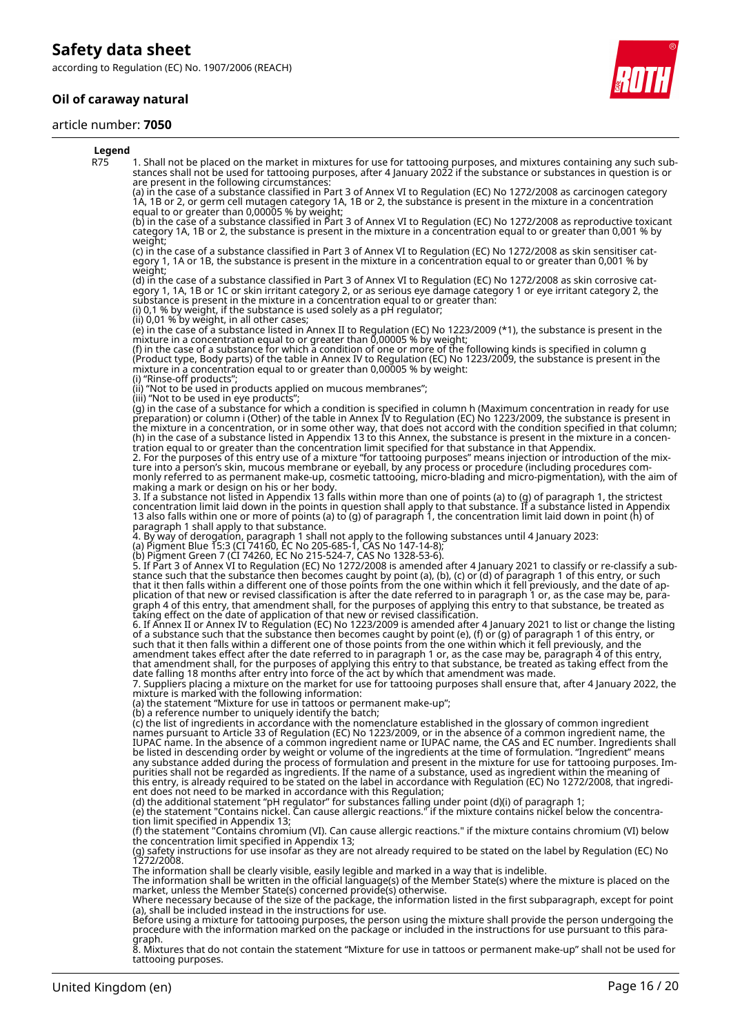**Legend**

| | |
|---|---|
| R75 | 1. Shall not be placed on the market in mixtures for use for tattooing purposes, and mixtures containing any such substances shall not be used for tattooing purposes, after 4 January 2022 if the substance or substances in question is or are present in the following circumstances: (a) in the case of a substance classified in Part 3 of Annex VI to Regulation (EC) No 1272/2008 as carcinogen category 1A, 1B or 2, or germ cell mutagen category 1A, 1B or 2, the substance is present in the mixture in a concentration equal to or greater than 0,00005 % by weight; (b) in the case of a substance classified in Part 3 of Annex VI to Regulation (EC) No 1272/2008 as reproductive toxicant category 1A, 1B or 2, the substance is present in the mixture in a concentration equal to or greater than 0,001 % by weight; (c) in the case of a substance classified in Part 3 of Annex VI to Regulation (EC) No 1272/2008 as skin sensitiser category 1, 1A or 1B, the substance is present in the mixture in a concentration equal to or greater than 0,001 % by weight; (d) in the case of a substance classified in Part 3 of Annex VI to Regulation (EC) No 1272/2008 as skin corrosive category 1, 1A, 1B or 1C or skin irritant category 2, or as serious eye damage category 1 or eye irritant category 2, the substance is present in the mixture in a concentration equal to or greater than: (i) 0,1 % by weight, if the substance is used solely as a pH regulator; (ii) 0,01 % by weight, in all other cases; (e) in the case of a substance listed in Annex II to Regulation (EC) No 1223/2009 (*1), the substance is present in the mixture in a concentration equal to or greater than 0,00005 % by weight; (f) in the case of a substance for which a condition of one or more of the following kinds is specified in column g (Product type, Body parts) of the table in Annex IV to Regulation (EC) No 1223/2009, the substance is present in the mixture in a concentration equal to or greater than 0,00005 % by weight: (i) "Rinse-off products"; (ii) "Not to be used in products applied on mucous membranes"; (iii) "Not to be used in eye products"; (g) in the case of a substance for which a condition is specified in column h (Maximum concentration in ready for use preparation) or column i (Other) of the table in Annex IV to Regulation (EC) No 1223/2009, the substance is present in the mixture in a concentration, or in some other way, that does not accord with the condition specified in that column; (h) in the case of a substance listed in Appendix 13 to this Annex, the substance is present in the mixture in a concentration equal to or greater than the concentration limit specified for that substance in that Appendix. 2. For the purposes of this entry use of a mixture "for tattooing purposes" means injection or introduction of the mixture into a person's skin, mucous membrane or eyeball, by any process or procedure (including procedures commonly referred to as permanent make-up, cosmetic tattooing, micro-blading and micro-pigmentation), with the aim of making a mark or design on his or her body. 3. If a substance not listed in Appendix 13 falls within more than one of points (a) to (g) of paragraph 1, the strictest concentration limit laid down in the points in question shall apply to that substance. If a substance listed in Appendix 13 also falls within one or more of points (a) to (g) of paragraph 1, the concentration limit laid down in point (h) of paragraph 1 shall apply to that substance. 4. By way of derogation, paragraph 1 shall not apply to the following substances until 4 January 2023: (a) Pigment Blue 15:3 (CI 74160, EC No 205-685-1, CAS No 147-14-8); (b) Pigment Green 7 (CI 74260, EC No 215-524-7, CAS No 1328-53-6). 5. If Part 3 of Annex VI to Regulation (EC) No 1272/2008 is amended after 4 January 2021 to classify or re-classify a substance such that the substance then becomes caught by point (a), (b), (c) or (d) of paragraph 1 of this entry, or such that it then falls within a different one of those points from the one within which it fell previously, and the date of application of that new or revised classification is after the date referred to in paragraph 1 or, as the case may be, paragraph 4 of this entry, that amendment shall, for the purposes of applying this entry to that substance, be treated as taking effect on the date of application of that new or revised classification. 6. If Annex II or Annex IV to Regulation (EC) No 1223/2009 is amended after 4 January 2021 to list or change the listing of a substance such that the substance then becomes caught by point (e), (f) or (g) of paragraph 1 of this entry, or such that it then falls within a different one of those points from the one within which it fell previously, and the amendment takes effect after the date referred to in paragraph 1 or, as the case may be, paragraph 4 of this entry, that amendment shall, for the purposes of applying this entry to that substance, be treated as taking effect from the date falling 18 months after entry into force of the act by which that amendment was made. 7. Suppliers placing a mixture on the market for use for tattooing purposes shall ensure that, after 4 January 2022, the mixture is marked with the following information: (a) the statement "Mixture for use in tattoos or permanent make-up"; (b) a reference number to uniquely identify the batch; (c) the list of ingredients in accordance with the nomenclature established in the glossary of common ingredient names pursuant to Article 33 of Regulation (EC) No 1223/2009, or in the absence of a common ingredient name, the IUPAC name. In the absence of a common ingredient name or IUPAC name, the CAS and EC number. Ingredients shall be listed in descending order by weight or volume of the ingredients at the time of formulation. "Ingredient" means any substance added during the process of formulation and present in the mixture for use for tattooing purposes. Impurities shall not be regarded as ingredients. If the name of a substance, used as ingredient within the meaning of this entry, is already required to be stated on the label in accordance with Regulation (EC) No 1272/2008, that ingredient does not need to be marked in accordance with this Regulation; (d) the additional statement "pH regulator" for substances falling under point (d)(i) of paragraph 1; (e) the statement "Contains nickel. Can cause allergic reactions." if the mixture contains nickel below the concentration limit specified in Appendix 13; (f) the statement "Contains chromium (VI). Can cause allergic reactions." if the mixture contains chromium (VI) below the concentration limit specified in Appendix 13; (g) safety instructions for use insofar as they are not already required to be stated on the label by Regulation (EC) No 1272/2008. The information shall be clearly visible, easily legible and marked in a way that is indelible. The information shall be written in the official language(s) of the Member State(s) where the mixture is placed on the market, unless the Member State(s) concerned provide(s) otherwise. Where necessary because of the size of the package, the information listed in the first subparagraph, except for point (a), shall be included instead in the instructions for use. Before using a mixture for tattooing purposes, the person using the mixture shall provide the person undergoing the procedure with the information marked on the package or included in the instructions for use pursuant to this paragraph. 8. Mixtures that do not contain the statement "Mixture for use in tattoos or permanent make-up" shall not be used for tattooing purposes. |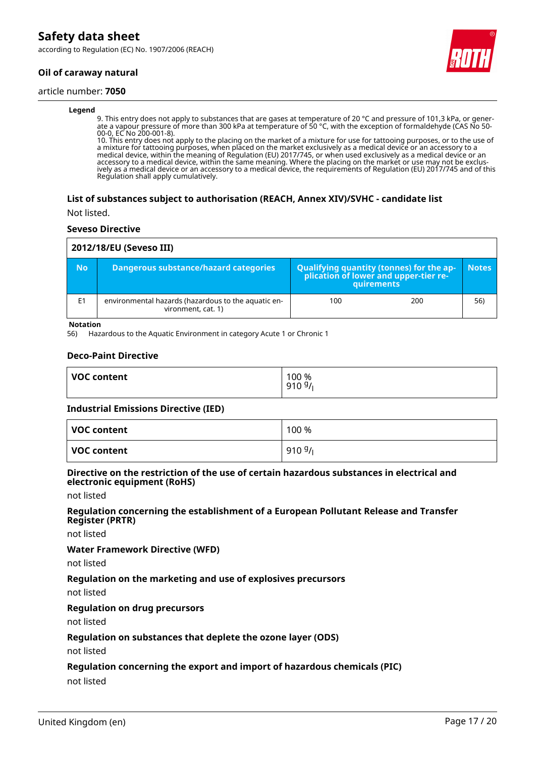**Legend**

9. This entry does not apply to substances that are gases at temperature of 20 °C and pressure of 101,3 kPa, or generate a vapour pressure of more than 300 kPa at temperature of 50 °C, with the exception of formaldehyde (CAS No 50-00-0, EC No 200-001-8).
10. This entry does not apply to the placing on the market of a mixture for use for tattooing purposes, or to the use of a mixture for tattooing purposes, when placed on the market exclusively as a medical device or an accessory to a medical device, within the meaning of Regulation (EU) 2017/745, or when used exclusively as a medical device or an accessory to a medical device, within the same meaning. Where the placing on the market or use may not be exclusively as a medical device or an accessory to a medical device, the requirements of Regulation (EU) 2017/745 and of this Regulation shall apply cumulatively.

### List of substances subject to authorisation (REACH, Annex XIV)/SVHC - candidate list

Not listed.

### Seveso Directive

**2012/18/EU (Seveso III)**

| No | Dangerous substance/hazard categories | Qualifying quantity (tonnes) for the application of lower and upper-tier requirements | | Notes |
|---|---|---|---|---|
| E1 | environmental hazards (hazardous to the aquatic environment, cat. 1) | 100 | 200 | 56) |

**Notation**

56) Hazardous to the Aquatic Environment in category Acute 1 or Chronic 1

### Deco-Paint Directive

| VOC content | 100 %<br>910 g/l |
|---|---|

### Industrial Emissions Directive (IED)

| VOC content | 100 % |
|---|---|
| VOC content | 910 g/l |

### Directive on the restriction of the use of certain hazardous substances in electrical and electronic equipment (RoHS)

not listed

### Regulation concerning the establishment of a European Pollutant Release and Transfer Register (PRTR)

not listed

### Water Framework Directive (WFD)

not listed

### Regulation on the marketing and use of explosives precursors

not listed

### Regulation on drug precursors

not listed

### Regulation on substances that deplete the ozone layer (ODS)

not listed

### Regulation concerning the export and import of hazardous chemicals (PIC)

not listed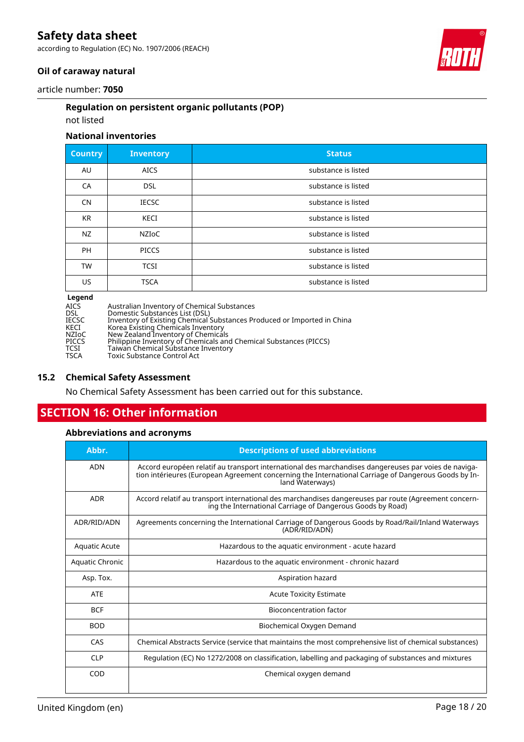### Regulation on persistent organic pollutants (POP)

not listed

### National inventories

| Country | Inventory | Status |
|---|---|---|
| AU | AICS | substance is listed |
| CA | DSL | substance is listed |
| CN | IECSC | substance is listed |
| KR | KECI | substance is listed |
| NZ | NZIoC | substance is listed |
| PH | PICCS | substance is listed |
| TW | TCSI | substance is listed |
| US | TSCA | substance is listed |

**Legend**

AICS Australian Inventory of Chemical Substances
DSL Domestic Substances List (DSL)
IECSC Inventory of Existing Chemical Substances Produced or Imported in China
KECI Korea Existing Chemicals Inventory
NZIoC New Zealand Inventory of Chemicals
PICCS Philippine Inventory of Chemicals and Chemical Substances (PICCS)
TCSI Taiwan Chemical Substance Inventory
TSCA Toxic Substance Control Act

## 15.2 Chemical Safety Assessment

No Chemical Safety Assessment has been carried out for this substance.

# SECTION 16: Other information

### Abbreviations and acronyms

| Abbr. | Descriptions of used abbreviations |
|---|---|
| ADN | Accord européen relatif au transport international des marchandises dangereuses par voies de navigation intérieures (European Agreement concerning the International Carriage of Dangerous Goods by Inland Waterways) |
| ADR | Accord relatif au transport international des marchandises dangereuses par route (Agreement concerning the International Carriage of Dangerous Goods by Road) |
| ADR/RID/ADN | Agreements concerning the International Carriage of Dangerous Goods by Road/Rail/Inland Waterways (ADR/RID/ADN) |
| Aquatic Acute | Hazardous to the aquatic environment - acute hazard |
| Aquatic Chronic | Hazardous to the aquatic environment - chronic hazard |
| Asp. Tox. | Aspiration hazard |
| ATE | Acute Toxicity Estimate |
| BCF | Bioconcentration factor |
| BOD | Biochemical Oxygen Demand |
| CAS | Chemical Abstracts Service (service that maintains the most comprehensive list of chemical substances) |
| CLP | Regulation (EC) No 1272/2008 on classification, labelling and packaging of substances and mixtures |
| COD | Chemical oxygen demand |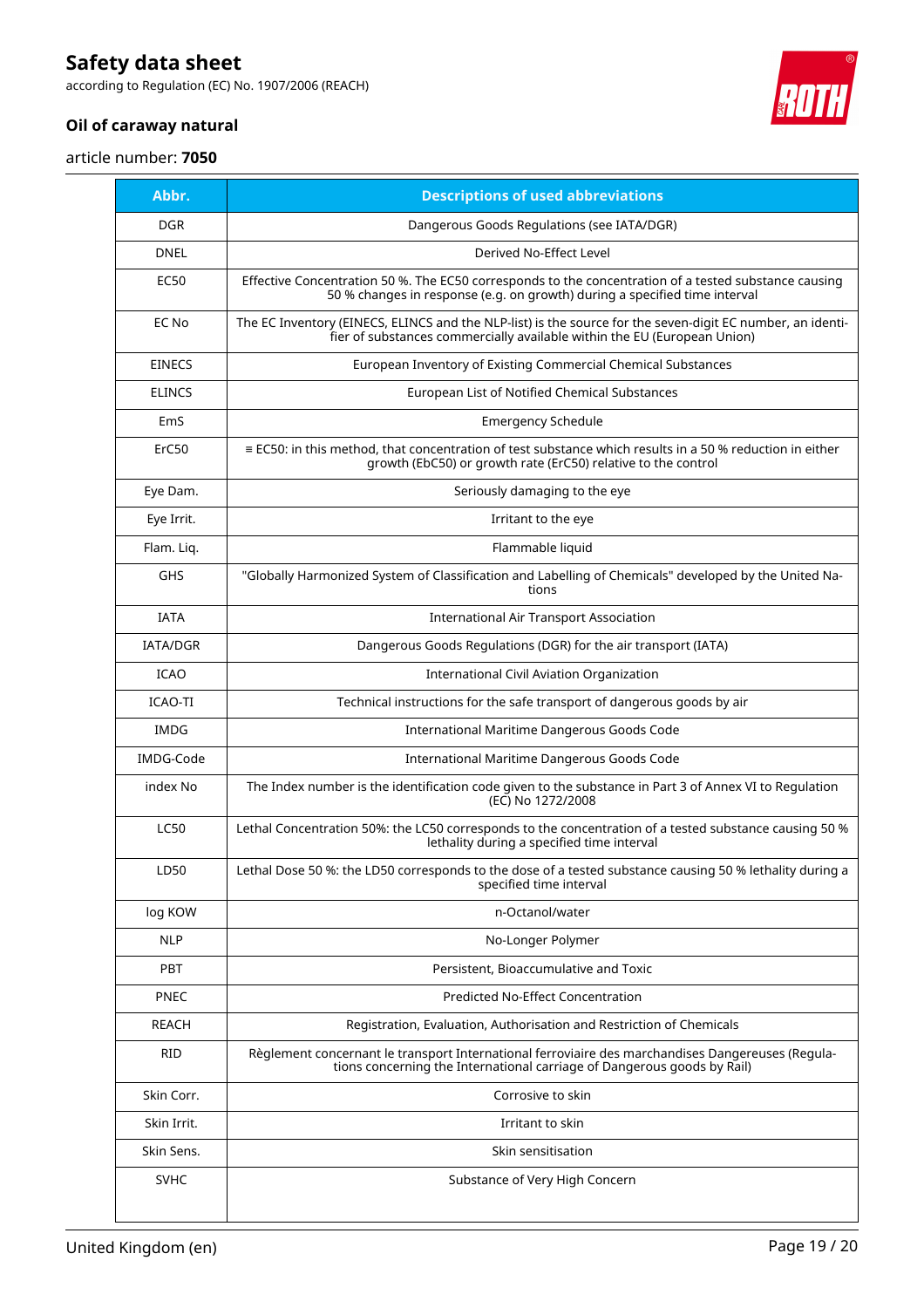| Abbr. | Descriptions of used abbreviations |
|---|---|
| DGR | Dangerous Goods Regulations (see IATA/DGR) |
| DNEL | Derived No-Effect Level |
| EC50 | Effective Concentration 50 %. The EC50 corresponds to the concentration of a tested substance causing 50 % changes in response (e.g. on growth) during a specified time interval |
| EC No | The EC Inventory (EINECS, ELINCS and the NLP-list) is the source for the seven-digit EC number, an identifier of substances commercially available within the EU (European Union) |
| EINECS | European Inventory of Existing Commercial Chemical Substances |
| ELINCS | European List of Notified Chemical Substances |
| EmS | Emergency Schedule |
| ErC50 | ≡ EC50: in this method, that concentration of test substance which results in a 50 % reduction in either growth (EbC50) or growth rate (ErC50) relative to the control |
| Eye Dam. | Seriously damaging to the eye |
| Eye Irrit. | Irritant to the eye |
| Flam. Liq. | Flammable liquid |
| GHS | "Globally Harmonized System of Classification and Labelling of Chemicals" developed by the United Nations |
| IATA | International Air Transport Association |
| IATA/DGR | Dangerous Goods Regulations (DGR) for the air transport (IATA) |
| ICAO | International Civil Aviation Organization |
| ICAO-TI | Technical instructions for the safe transport of dangerous goods by air |
| IMDG | International Maritime Dangerous Goods Code |
| IMDG-Code | International Maritime Dangerous Goods Code |
| index No | The Index number is the identification code given to the substance in Part 3 of Annex VI to Regulation (EC) No 1272/2008 |
| LC50 | Lethal Concentration 50%: the LC50 corresponds to the concentration of a tested substance causing 50 % lethality during a specified time interval |
| LD50 | Lethal Dose 50 %: the LD50 corresponds to the dose of a tested substance causing 50 % lethality during a specified time interval |
| log KOW | n-Octanol/water |
| NLP | No-Longer Polymer |
| PBT | Persistent, Bioaccumulative and Toxic |
| PNEC | Predicted No-Effect Concentration |
| REACH | Registration, Evaluation, Authorisation and Restriction of Chemicals |
| RID | Règlement concernant le transport International ferroviaire des marchandises Dangereuses (Regulations concerning the International carriage of Dangerous goods by Rail) |
| Skin Corr. | Corrosive to skin |
| Skin Irrit. | Irritant to skin |
| Skin Sens. | Skin sensitisation |
| SVHC | Substance of Very High Concern |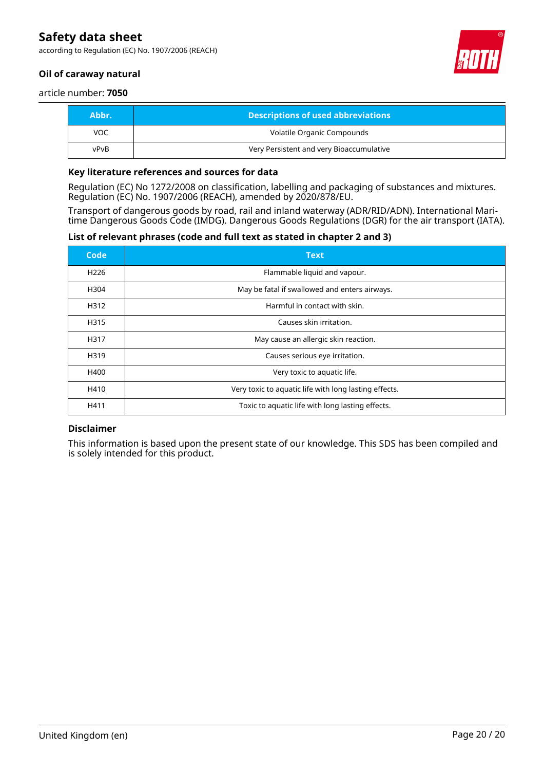| Abbr. | Descriptions of used abbreviations |
|---|---|
| VOC | Volatile Organic Compounds |
| vPvB | Very Persistent and very Bioaccumulative |

### Key literature references and sources for data

Regulation (EC) No 1272/2008 on classification, labelling and packaging of substances and mixtures. Regulation (EC) No. 1907/2006 (REACH), amended by 2020/878/EU.

Transport of dangerous goods by road, rail and inland waterway (ADR/RID/ADN). International Maritime Dangerous Goods Code (IMDG). Dangerous Goods Regulations (DGR) for the air transport (IATA).

### List of relevant phrases (code and full text as stated in chapter 2 and 3)

| Code | Text |
|---|---|
| H226 | Flammable liquid and vapour. |
| H304 | May be fatal if swallowed and enters airways. |
| H312 | Harmful in contact with skin. |
| H315 | Causes skin irritation. |
| H317 | May cause an allergic skin reaction. |
| H319 | Causes serious eye irritation. |
| H400 | Very toxic to aquatic life. |
| H410 | Very toxic to aquatic life with long lasting effects. |
| H411 | Toxic to aquatic life with long lasting effects. |

### Disclaimer

This information is based upon the present state of our knowledge. This SDS has been compiled and is solely intended for this product.